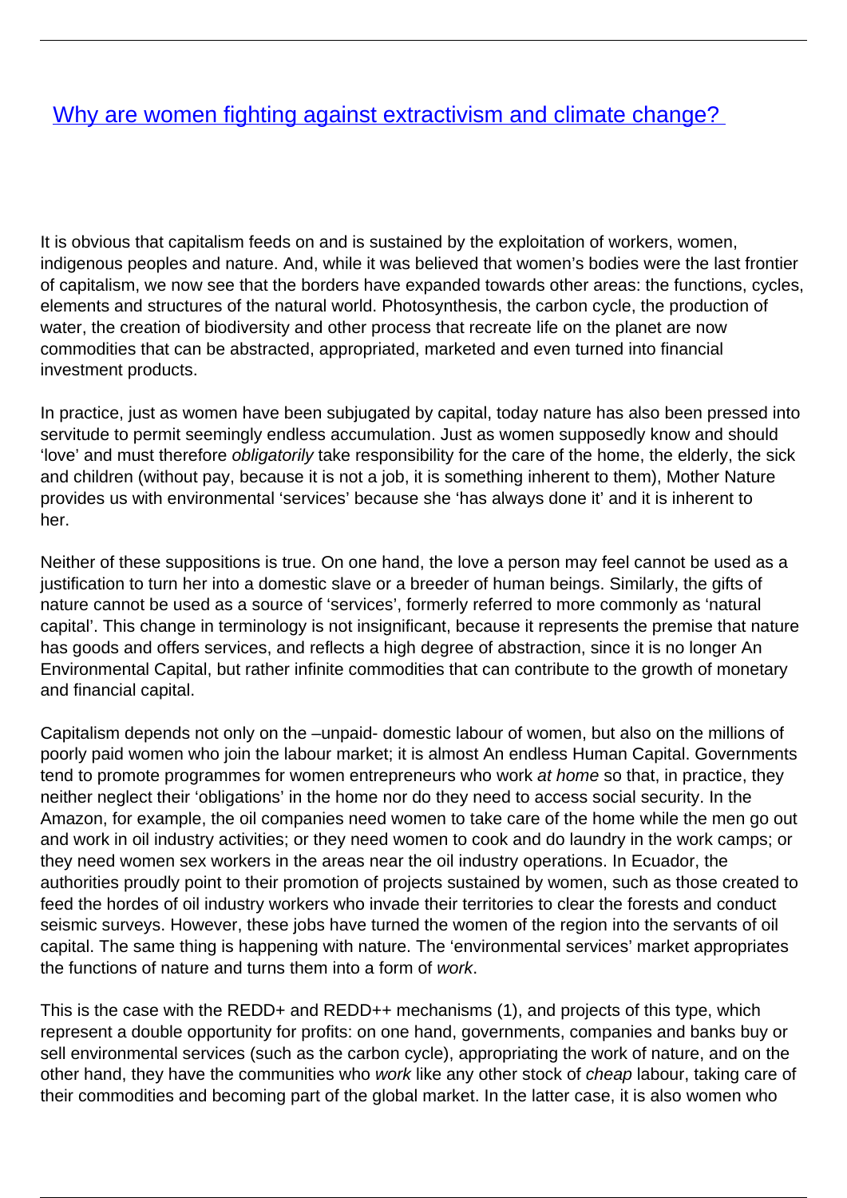# [Why are women fighting against extractivism and climate change?](#)

It is obvious that capitalism feeds on and is sustained by the exploitation of workers, women, indigenous peoples and nature. And, while it was believed that women's bodies were the last frontier of capitalism, we now see that the borders have expanded towards other areas: the functions, cycles, elements and structures of the natural world. Photosynthesis, the carbon cycle, the production of water, the creation of biodiversity and other process that recreate life on the planet are now commodities that can be abstracted, appropriated, marketed and even turned into financial investment products.

In practice, just as women have been subjugated by capital, today nature has also been pressed into servitude to permit seemingly endless accumulation. Just as women supposedly know and should 'love' and must therefore *obligatorily* take responsibility for the care of the home, the elderly, the sick and children (without pay, because it is not a job, it is something inherent to them), Mother Nature provides us with environmental 'services' because she 'has always done it' and it is inherent to her.

Neither of these suppositions is true. On one hand, the love a person may feel cannot be used as a justification to turn her into a domestic slave or a breeder of human beings. Similarly, the gifts of nature cannot be used as a source of 'services', formerly referred to more commonly as 'natural capital'. This change in terminology is not insignificant, because it represents the premise that nature has goods and offers services, and reflects a high degree of abstraction, since it is no longer An Environmental Capital, but rather infinite commodities that can contribute to the growth of monetary and financial capital.

Capitalism depends not only on the –unpaid- domestic labour of women, but also on the millions of poorly paid women who join the labour market; it is almost An endless Human Capital. Governments tend to promote programmes for women entrepreneurs who work *at home* so that, in practice, they neither neglect their 'obligations' in the home nor do they need to access social security. In the Amazon, for example, the oil companies need women to take care of the home while the men go out and work in oil industry activities; or they need women to cook and do laundry in the work camps; or they need women sex workers in the areas near the oil industry operations. In Ecuador, the authorities proudly point to their promotion of projects sustained by women, such as those created to feed the hordes of oil industry workers who invade their territories to clear the forests and conduct seismic surveys. However, these jobs have turned the women of the region into the servants of oil capital. The same thing is happening with nature. The 'environmental services' market appropriates the functions of nature and turns them into a form of *work*.

This is the case with the REDD+ and REDD++ mechanisms (1), and projects of this type, which represent a double opportunity for profits: on one hand, governments, companies and banks buy or sell environmental services (such as the carbon cycle), appropriating the work of nature, and on the other hand, they have the communities who *work* like any other stock of *cheap* labour, taking care of their commodities and becoming part of the global market. In the latter case, it is also women who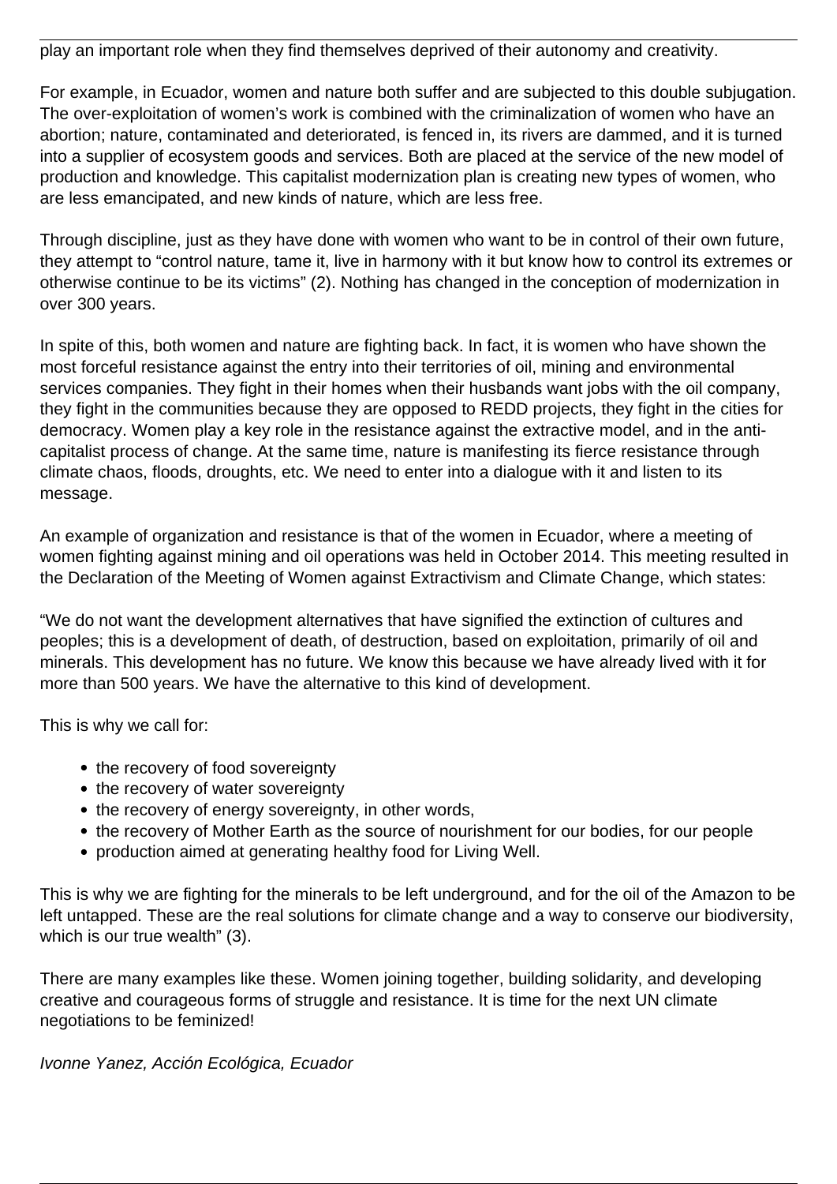play an important role when they find themselves deprived of their autonomy and creativity.

For example, in Ecuador, women and nature both suffer and are subjected to this double subjugation. The over-exploitation of women's work is combined with the criminalization of women who have an abortion; nature, contaminated and deteriorated, is fenced in, its rivers are dammed, and it is turned into a supplier of ecosystem goods and services. Both are placed at the service of the new model of production and knowledge. This capitalist modernization plan is creating new types of women, who are less emancipated, and new kinds of nature, which are less free.

Through discipline, just as they have done with women who want to be in control of their own future, they attempt to "control nature, tame it, live in harmony with it but know how to control its extremes or otherwise continue to be its victims" (2). Nothing has changed in the conception of modernization in over 300 years.

In spite of this, both women and nature are fighting back. In fact, it is women who have shown the most forceful resistance against the entry into their territories of oil, mining and environmental services companies. They fight in their homes when their husbands want jobs with the oil company, they fight in the communities because they are opposed to REDD projects, they fight in the cities for democracy. Women play a key role in the resistance against the extractive model, and in the anti-capitalist process of change. At the same time, nature is manifesting its fierce resistance through climate chaos, floods, droughts, etc. We need to enter into a dialogue with it and listen to its message.

An example of organization and resistance is that of the women in Ecuador, where a meeting of women fighting against mining and oil operations was held in October 2014. This meeting resulted in the Declaration of the Meeting of Women against Extractivism and Climate Change, which states:

"We do not want the development alternatives that have signified the extinction of cultures and peoples; this is a development of death, of destruction, based on exploitation, primarily of oil and minerals. This development has no future. We know this because we have already lived with it for more than 500 years. We have the alternative to this kind of development.

This is why we call for:

- the recovery of food sovereignty
- the recovery of water sovereignty
- the recovery of energy sovereignty, in other words,
- the recovery of Mother Earth as the source of nourishment for our bodies, for our people
- production aimed at generating healthy food for Living Well.

This is why we are fighting for the minerals to be left underground, and for the oil of the Amazon to be left untapped. These are the real solutions for climate change and a way to conserve our biodiversity, which is our true wealth" (3).

There are many examples like these. Women joining together, building solidarity, and developing creative and courageous forms of struggle and resistance. It is time for the next UN climate negotiations to be feminized!

*Ivonne Yanez, Acción Ecológica, Ecuador*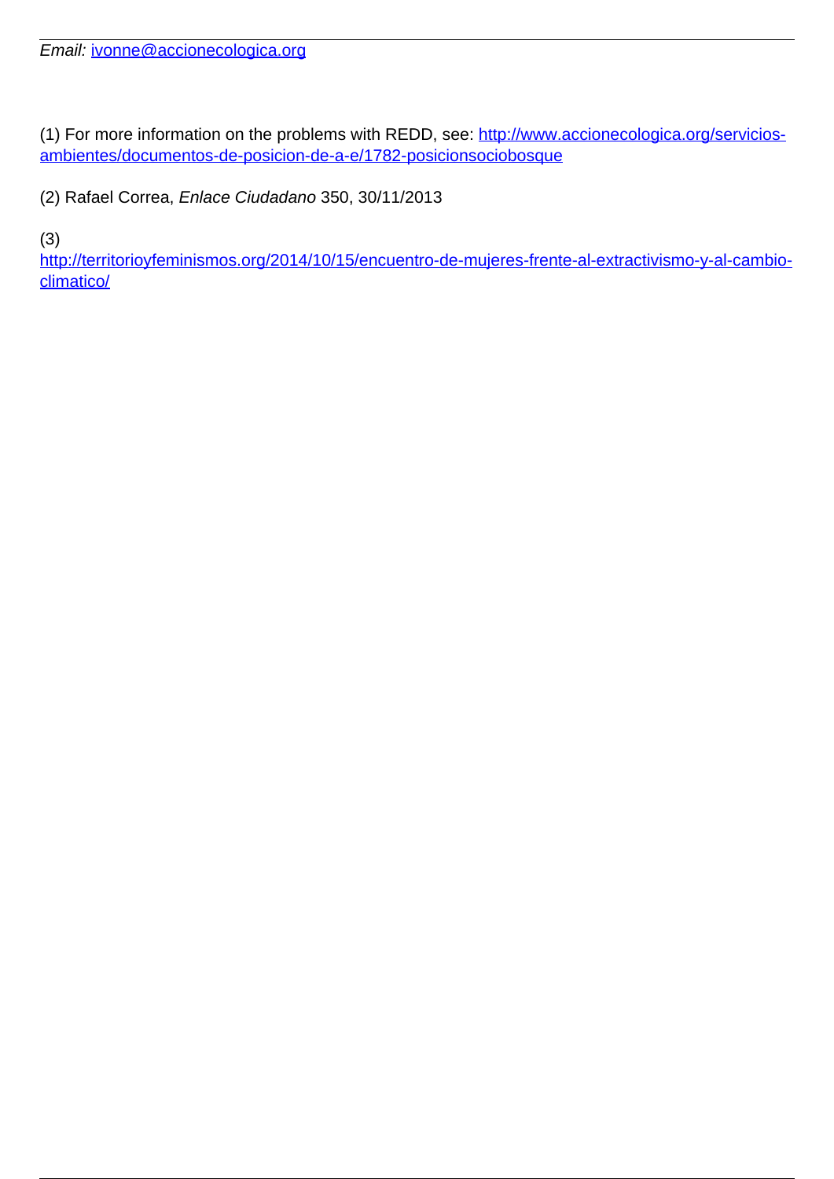*Email:* ivonne@accionecologica.org

(1) For more information on the problems with REDD, see: http://www.accionecologica.org/servicios-ambientes/documentos-de-posicion-de-a-e/1782-posicionsociobosque

(2) Rafael Correa, *Enlace Ciudadano* 350, 30/11/2013

(3) http://territorioyfeminismos.org/2014/10/15/encuentro-de-mujeres-frente-al-extractivismo-y-al-cambio-climatico/